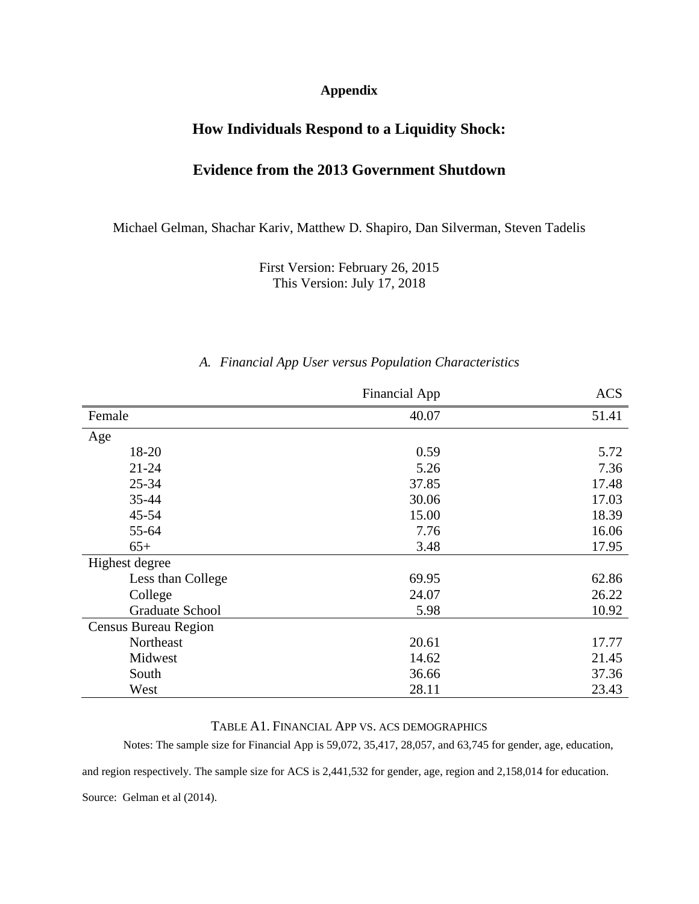**Appendix**

# How Individuals Respond to a Liquidity Shock:

# Evidence from the 2013 Government Shutdown

Michael Gelman, Shachar Kariv, Matthew D. Shapiro, Dan Silverman, Steven Tadelis

First Version: February 26, 2015
This Version: July 17, 2018

## *A. Financial App User versus Population Characteristics*

| | Financial App | ACS |
|---|---|---|
| Female | 40.07 | 51.41 |
| Age | | |
| 18-20 | 0.59 | 5.72 |
| 21-24 | 5.26 | 7.36 |
| 25-34 | 37.85 | 17.48 |
| 35-44 | 30.06 | 17.03 |
| 45-54 | 15.00 | 18.39 |
| 55-64 | 7.76 | 16.06 |
| 65+ | 3.48 | 17.95 |
| Highest degree | | |
| Less than College | 69.95 | 62.86 |
| College | 24.07 | 26.22 |
| Graduate School | 5.98 | 10.92 |
| Census Bureau Region | | |
| Northeast | 20.61 | 17.77 |
| Midwest | 14.62 | 21.45 |
| South | 36.66 | 37.36 |
| West | 28.11 | 23.43 |

TABLE A1. FINANCIAL APP VS. ACS DEMOGRAPHICS

Notes: The sample size for Financial App is 59,072, 35,417, 28,057, and 63,745 for gender, age, education, and region respectively. The sample size for ACS is 2,441,532 for gender, age, region and 2,158,014 for education.

Source: Gelman et al (2014).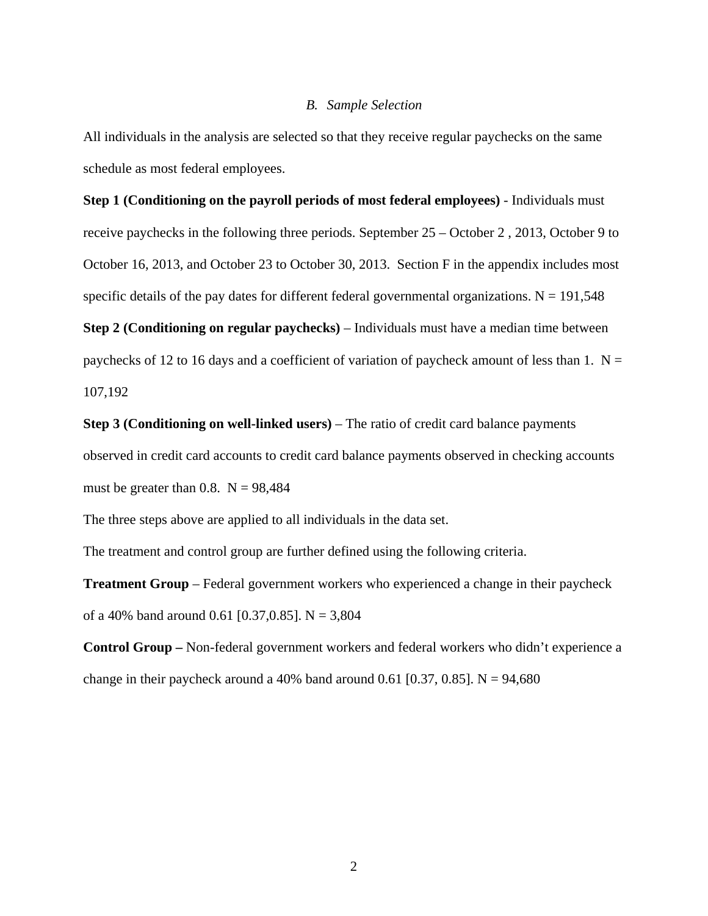### *B. Sample Selection*

All individuals in the analysis are selected so that they receive regular paychecks on the same schedule as most federal employees.

**Step 1 (Conditioning on the payroll periods of most federal employees)** - Individuals must receive paychecks in the following three periods. September 25 – October 2 , 2013, October 9 to October 16, 2013, and October 23 to October 30, 2013. Section F in the appendix includes most specific details of the pay dates for different federal governmental organizations. N = 191,548

**Step 2 (Conditioning on regular paychecks)** – Individuals must have a median time between paychecks of 12 to 16 days and a coefficient of variation of paycheck amount of less than 1. N = 107,192

**Step 3 (Conditioning on well-linked users)** – The ratio of credit card balance payments observed in credit card accounts to credit card balance payments observed in checking accounts must be greater than 0.8. N = 98,484

The three steps above are applied to all individuals in the data set.

The treatment and control group are further defined using the following criteria.

**Treatment Group** – Federal government workers who experienced a change in their paycheck of a 40% band around 0.61 [0.37,0.85]. N = 3,804

**Control Group –** Non-federal government workers and federal workers who didn't experience a change in their paycheck around a 40% band around 0.61 [0.37, 0.85]. N = 94,680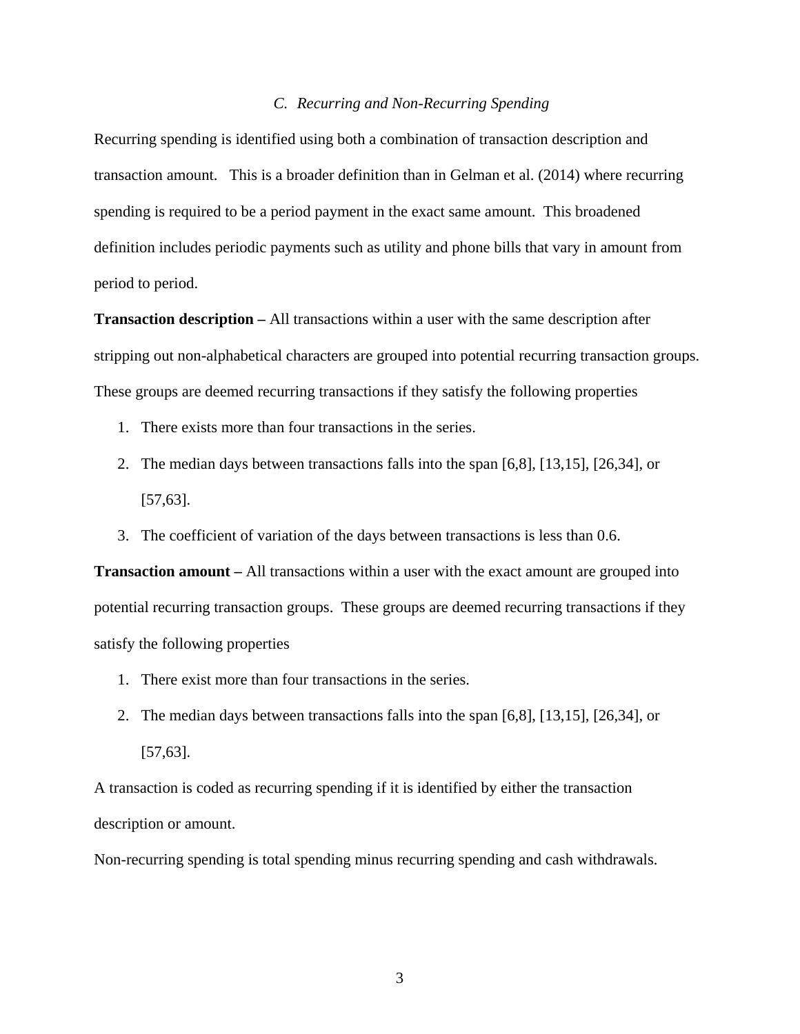### *C. Recurring and Non-Recurring Spending*

Recurring spending is identified using both a combination of transaction description and transaction amount. This is a broader definition than in Gelman et al. (2014) where recurring spending is required to be a period payment in the exact same amount. This broadened definition includes periodic payments such as utility and phone bills that vary in amount from period to period.

**Transaction description –** All transactions within a user with the same description after stripping out non-alphabetical characters are grouped into potential recurring transaction groups. These groups are deemed recurring transactions if they satisfy the following properties

1. There exists more than four transactions in the series.
2. The median days between transactions falls into the span [6,8], [13,15], [26,34], or [57,63].
3. The coefficient of variation of the days between transactions is less than 0.6.

**Transaction amount –** All transactions within a user with the exact amount are grouped into potential recurring transaction groups. These groups are deemed recurring transactions if they satisfy the following properties

1. There exist more than four transactions in the series.
2. The median days between transactions falls into the span [6,8], [13,15], [26,34], or [57,63].

A transaction is coded as recurring spending if it is identified by either the transaction description or amount.

Non-recurring spending is total spending minus recurring spending and cash withdrawals.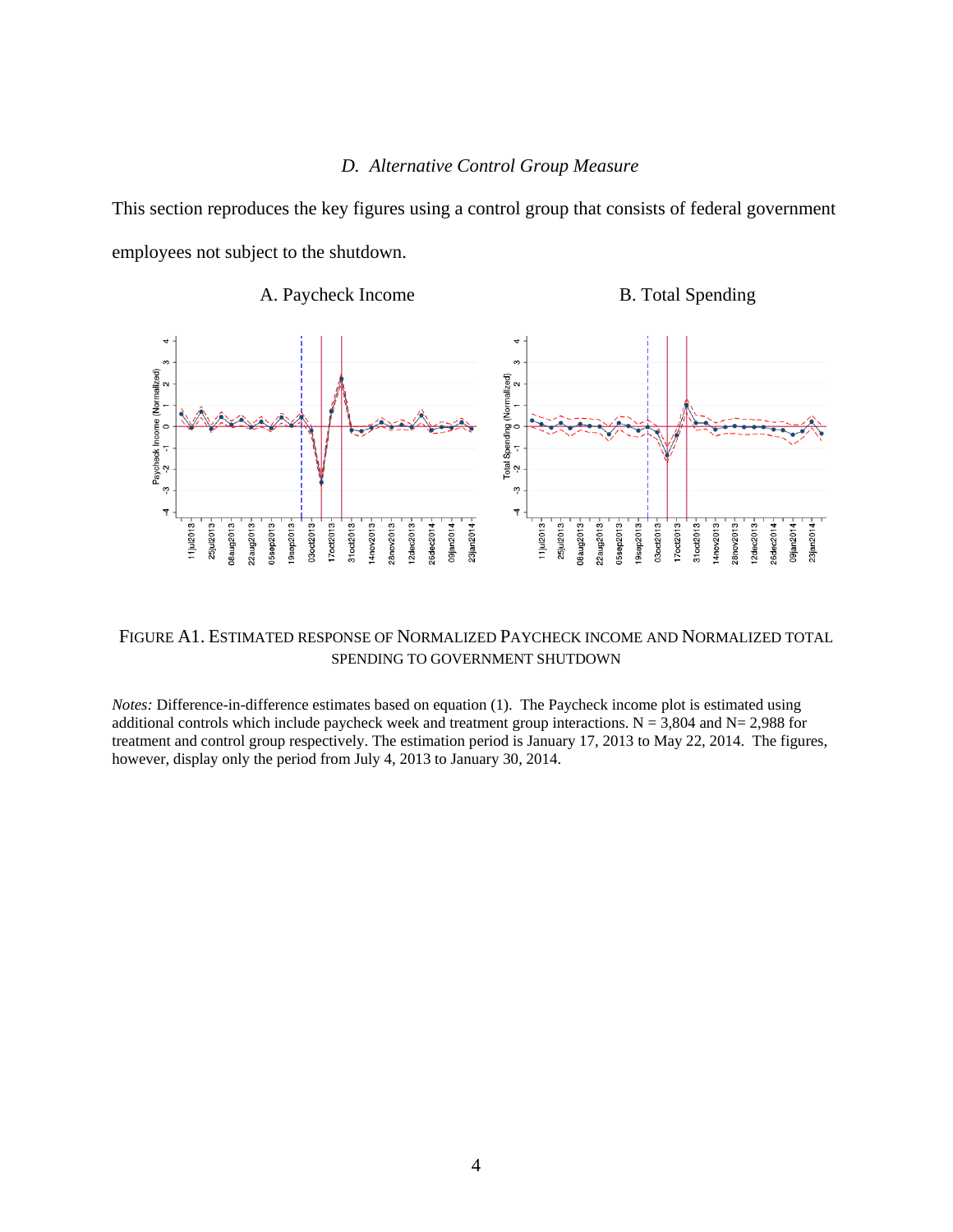### D. *Alternative Control Group Measure*

This section reproduces the key figures using a control group that consists of federal government employees not subject to the shutdown.

A. Paycheck Income

B. Total Spending

FIGURE A1. ESTIMATED RESPONSE OF NORMALIZED PAYCHECK INCOME AND NORMALIZED TOTAL SPENDING TO GOVERNMENT SHUTDOWN

*Notes:* Difference-in-difference estimates based on equation (1). The Paycheck income plot is estimated using additional controls which include paycheck week and treatment group interactions. N = 3,804 and N= 2,988 for treatment and control group respectively. The estimation period is January 17, 2013 to May 22, 2014. The figures, however, display only the period from July 4, 2013 to January 30, 2014.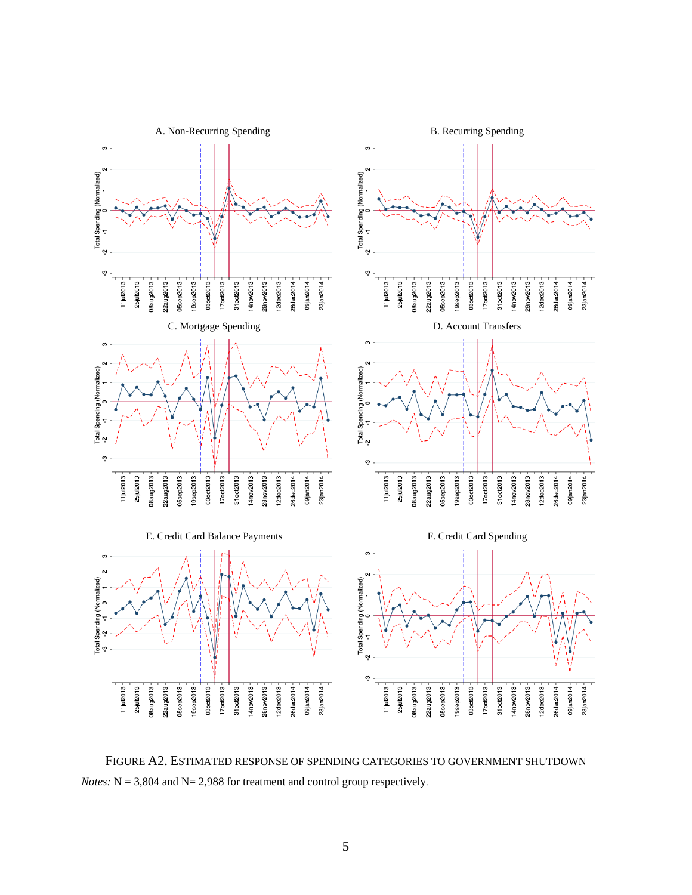A. Non-Recurring Spending

B. Recurring Spending

C. Mortgage Spending

D. Account Transfers

E. Credit Card Balance Payments

F. Credit Card Spending

FIGURE A2. ESTIMATED RESPONSE OF SPENDING CATEGORIES TO GOVERNMENT SHUTDOWN

*Notes:* N = 3,804 and N= 2,988 for treatment and control group respectively.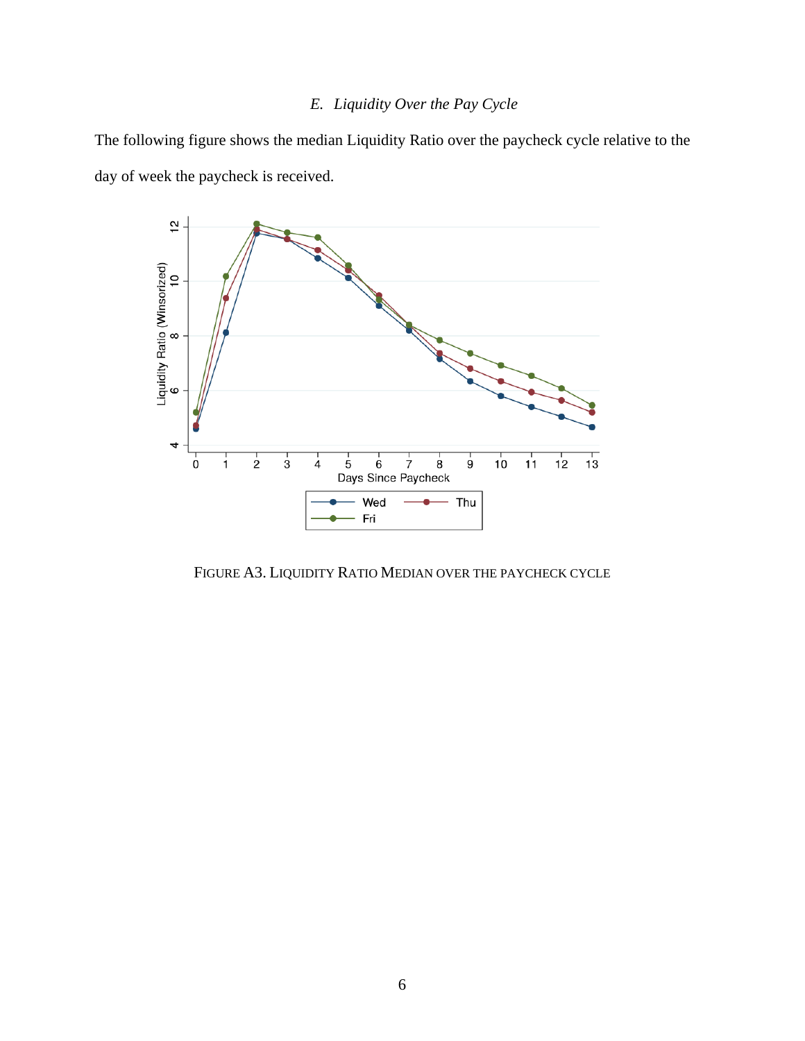### E. *Liquidity Over the Pay Cycle*

The following figure shows the median Liquidity Ratio over the paycheck cycle relative to the day of week the paycheck is received.

FIGURE A3. LIQUIDITY RATIO MEDIAN OVER THE PAYCHECK CYCLE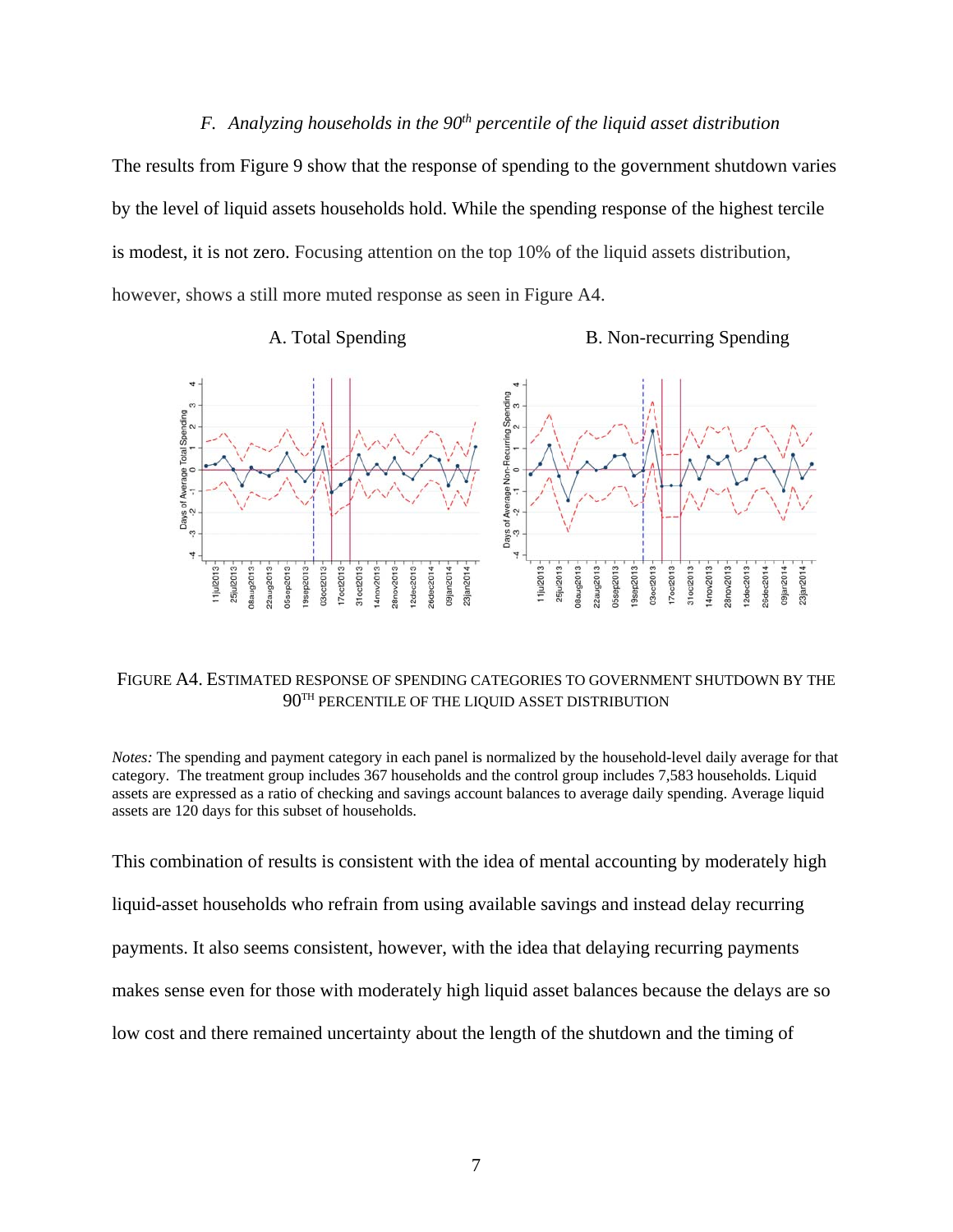### F. *Analyzing households in the 90th percentile of the liquid asset distribution*

The results from Figure 9 show that the response of spending to the government shutdown varies by the level of liquid assets households hold. While the spending response of the highest tercile is modest, it is not zero. Focusing attention on the top 10% of the liquid assets distribution, however, shows a still more muted response as seen in Figure A4.

A. Total Spending B. Non-recurring Spending

FIGURE A4. ESTIMATED RESPONSE OF SPENDING CATEGORIES TO GOVERNMENT SHUTDOWN BY THE 90TH PERCENTILE OF THE LIQUID ASSET DISTRIBUTION

*Notes:* The spending and payment category in each panel is normalized by the household-level daily average for that category. The treatment group includes 367 households and the control group includes 7,583 households. Liquid assets are expressed as a ratio of checking and savings account balances to average daily spending. Average liquid assets are 120 days for this subset of households.

This combination of results is consistent with the idea of mental accounting by moderately high liquid-asset households who refrain from using available savings and instead delay recurring payments. It also seems consistent, however, with the idea that delaying recurring payments makes sense even for those with moderately high liquid asset balances because the delays are so low cost and there remained uncertainty about the length of the shutdown and the timing of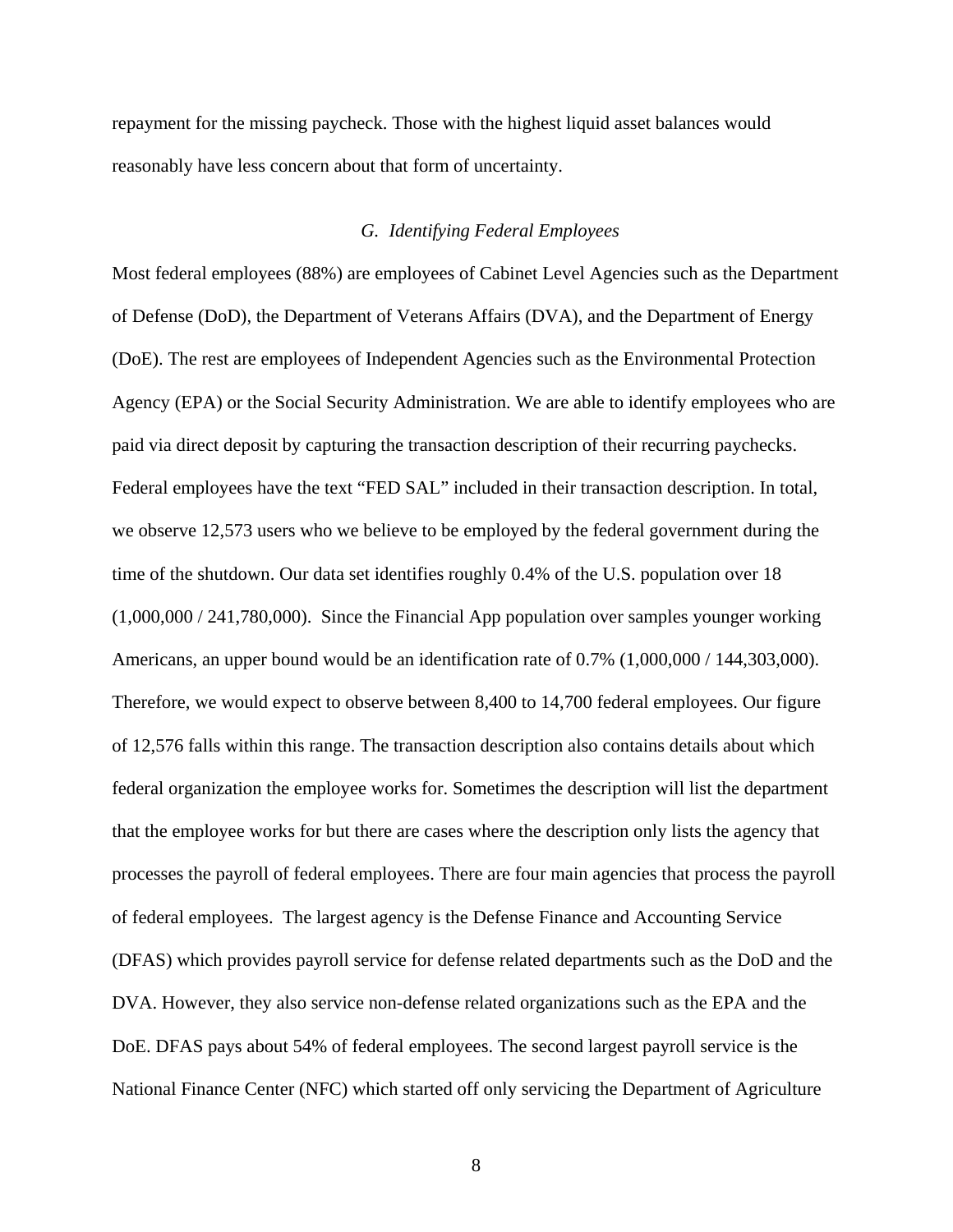repayment for the missing paycheck. Those with the highest liquid asset balances would reasonably have less concern about that form of uncertainty.

### *G. Identifying Federal Employees*

Most federal employees (88%) are employees of Cabinet Level Agencies such as the Department of Defense (DoD), the Department of Veterans Affairs (DVA), and the Department of Energy (DoE). The rest are employees of Independent Agencies such as the Environmental Protection Agency (EPA) or the Social Security Administration. We are able to identify employees who are paid via direct deposit by capturing the transaction description of their recurring paychecks. Federal employees have the text "FED SAL" included in their transaction description. In total, we observe 12,573 users who we believe to be employed by the federal government during the time of the shutdown. Our data set identifies roughly 0.4% of the U.S. population over 18 (1,000,000 / 241,780,000). Since the Financial App population over samples younger working Americans, an upper bound would be an identification rate of 0.7% (1,000,000 / 144,303,000). Therefore, we would expect to observe between 8,400 to 14,700 federal employees. Our figure of 12,576 falls within this range. The transaction description also contains details about which federal organization the employee works for. Sometimes the description will list the department that the employee works for but there are cases where the description only lists the agency that processes the payroll of federal employees. There are four main agencies that process the payroll of federal employees. The largest agency is the Defense Finance and Accounting Service (DFAS) which provides payroll service for defense related departments such as the DoD and the DVA. However, they also service non-defense related organizations such as the EPA and the DoE. DFAS pays about 54% of federal employees. The second largest payroll service is the National Finance Center (NFC) which started off only servicing the Department of Agriculture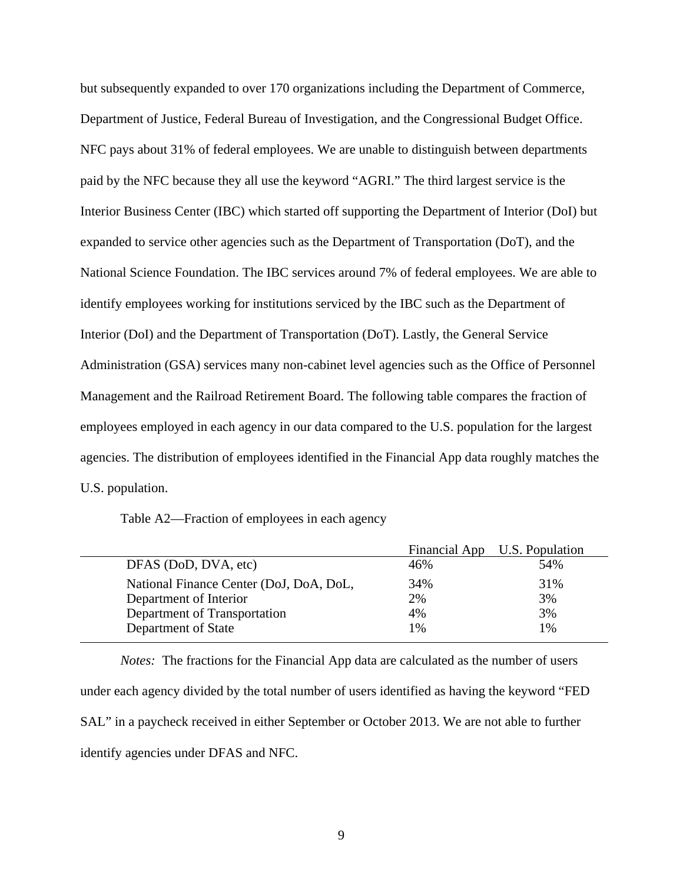but subsequently expanded to over 170 organizations including the Department of Commerce, Department of Justice, Federal Bureau of Investigation, and the Congressional Budget Office. NFC pays about 31% of federal employees. We are unable to distinguish between departments paid by the NFC because they all use the keyword "AGRI." The third largest service is the Interior Business Center (IBC) which started off supporting the Department of Interior (DoI) but expanded to service other agencies such as the Department of Transportation (DoT), and the National Science Foundation. The IBC services around 7% of federal employees. We are able to identify employees working for institutions serviced by the IBC such as the Department of Interior (DoI) and the Department of Transportation (DoT). Lastly, the General Service Administration (GSA) services many non-cabinet level agencies such as the Office of Personnel Management and the Railroad Retirement Board. The following table compares the fraction of employees employed in each agency in our data compared to the U.S. population for the largest agencies. The distribution of employees identified in the Financial App data roughly matches the U.S. population.

Table A2—Fraction of employees in each agency

| | Financial App | U.S. Population |
|---|---|---|
| DFAS (DoD, DVA, etc) | 46% | 54% |
| National Finance Center (DoJ, DoA, DoL, | 34% | 31% |
| Department of Interior | 2% | 3% |
| Department of Transportation | 4% | 3% |
| Department of State | 1% | 1% |

*Notes:* The fractions for the Financial App data are calculated as the number of users under each agency divided by the total number of users identified as having the keyword "FED SAL" in a paycheck received in either September or October 2013. We are not able to further identify agencies under DFAS and NFC.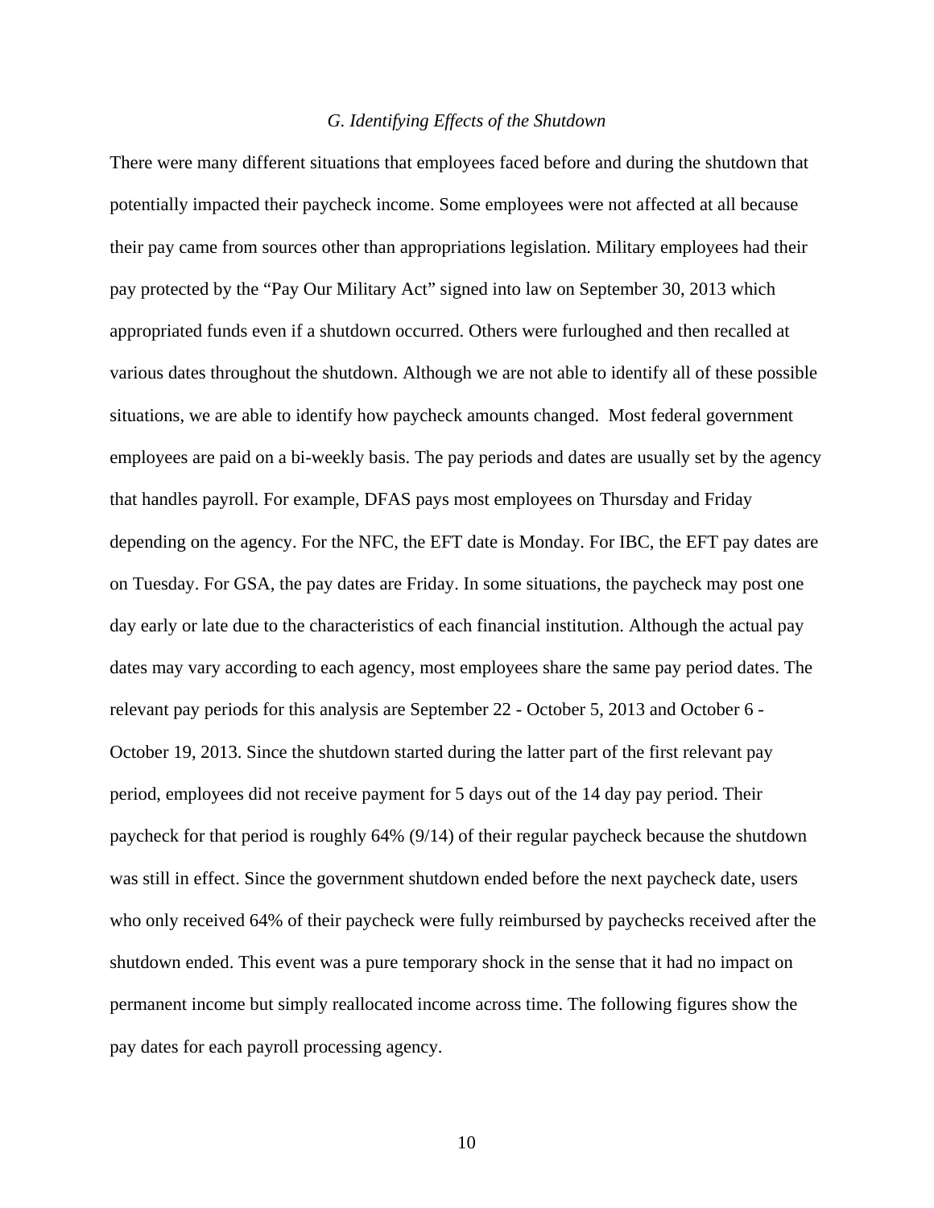### *G. Identifying Effects of the Shutdown*

There were many different situations that employees faced before and during the shutdown that potentially impacted their paycheck income. Some employees were not affected at all because their pay came from sources other than appropriations legislation. Military employees had their pay protected by the "Pay Our Military Act" signed into law on September 30, 2013 which appropriated funds even if a shutdown occurred. Others were furloughed and then recalled at various dates throughout the shutdown. Although we are not able to identify all of these possible situations, we are able to identify how paycheck amounts changed. Most federal government employees are paid on a bi-weekly basis. The pay periods and dates are usually set by the agency that handles payroll. For example, DFAS pays most employees on Thursday and Friday depending on the agency. For the NFC, the EFT date is Monday. For IBC, the EFT pay dates are on Tuesday. For GSA, the pay dates are Friday. In some situations, the paycheck may post one day early or late due to the characteristics of each financial institution. Although the actual pay dates may vary according to each agency, most employees share the same pay period dates. The relevant pay periods for this analysis are September 22 - October 5, 2013 and October 6 - October 19, 2013. Since the shutdown started during the latter part of the first relevant pay period, employees did not receive payment for 5 days out of the 14 day pay period. Their paycheck for that period is roughly 64% (9/14) of their regular paycheck because the shutdown was still in effect. Since the government shutdown ended before the next paycheck date, users who only received 64% of their paycheck were fully reimbursed by paychecks received after the shutdown ended. This event was a pure temporary shock in the sense that it had no impact on permanent income but simply reallocated income across time. The following figures show the pay dates for each payroll processing agency.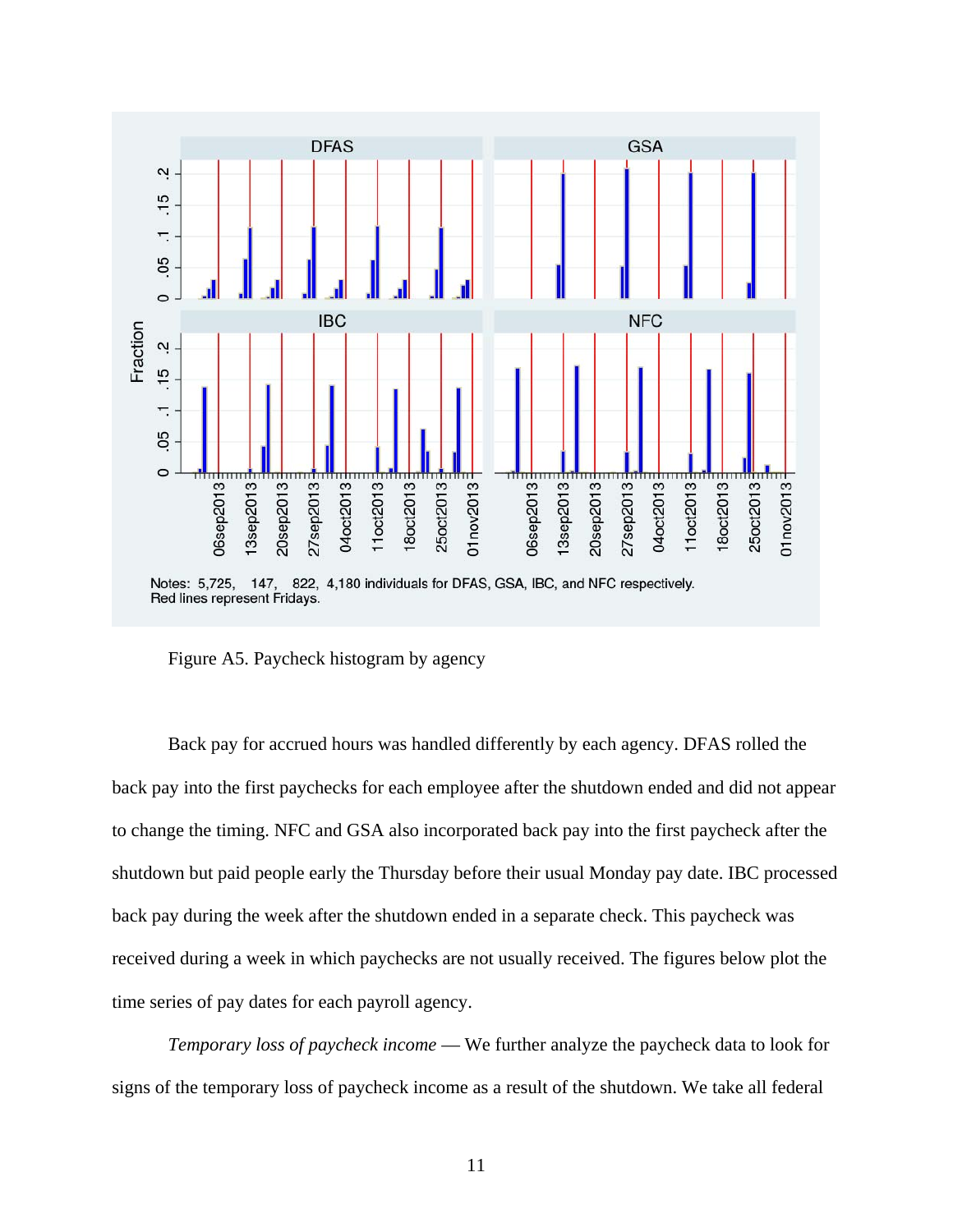Notes: 5,725, 147, 822, 4,180 individuals for DFAS, GSA, IBC, and NFC respectively.
Red lines represent Fridays.

Figure A5. Paycheck histogram by agency

Back pay for accrued hours was handled differently by each agency. DFAS rolled the back pay into the first paychecks for each employee after the shutdown ended and did not appear to change the timing. NFC and GSA also incorporated back pay into the first paycheck after the shutdown but paid people early the Thursday before their usual Monday pay date. IBC processed back pay during the week after the shutdown ended in a separate check. This paycheck was received during a week in which paychecks are not usually received. The figures below plot the time series of pay dates for each payroll agency.

*Temporary loss of paycheck income* — We further analyze the paycheck data to look for signs of the temporary loss of paycheck income as a result of the shutdown. We take all federal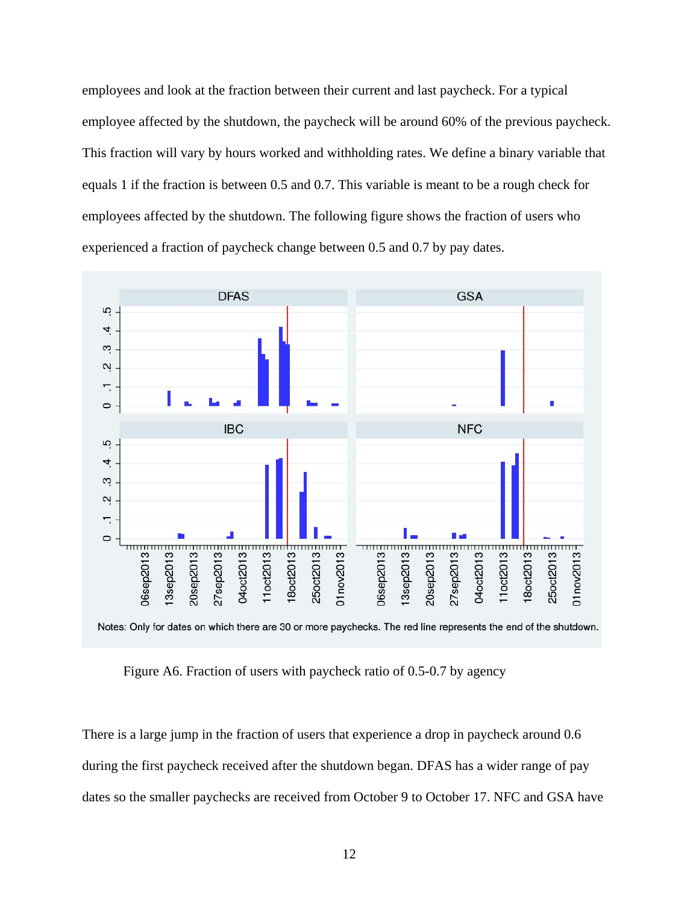employees and look at the fraction between their current and last paycheck. For a typical employee affected by the shutdown, the paycheck will be around 60% of the previous paycheck. This fraction will vary by hours worked and withholding rates. We define a binary variable that equals 1 if the fraction is between 0.5 and 0.7. This variable is meant to be a rough check for employees affected by the shutdown. The following figure shows the fraction of users who experienced a fraction of paycheck change between 0.5 and 0.7 by pay dates.

Notes: Only for dates on which there are 30 or more paychecks. The red line represents the end of the shutdown.

Figure A6. Fraction of users with paycheck ratio of 0.5-0.7 by agency

There is a large jump in the fraction of users that experience a drop in paycheck around 0.6 during the first paycheck received after the shutdown began. DFAS has a wider range of pay dates so the smaller paychecks are received from October 9 to October 17. NFC and GSA have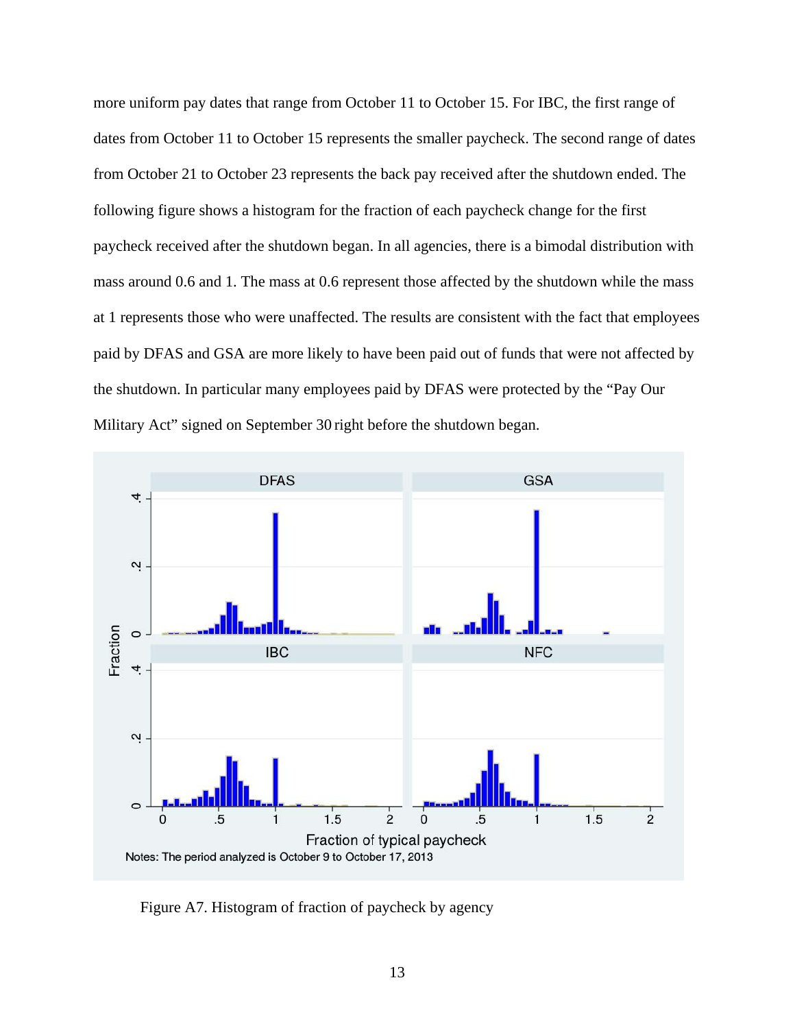more uniform pay dates that range from October 11 to October 15. For IBC, the first range of dates from October 11 to October 15 represents the smaller paycheck. The second range of dates from October 21 to October 23 represents the back pay received after the shutdown ended. The following figure shows a histogram for the fraction of each paycheck change for the first paycheck received after the shutdown began. In all agencies, there is a bimodal distribution with mass around 0.6 and 1. The mass at 0.6 represent those affected by the shutdown while the mass at 1 represents those who were unaffected. The results are consistent with the fact that employees paid by DFAS and GSA are more likely to have been paid out of funds that were not affected by the shutdown. In particular many employees paid by DFAS were protected by the "Pay Our Military Act" signed on September 30 right before the shutdown began.

Figure A7. Histogram of fraction of paycheck by agency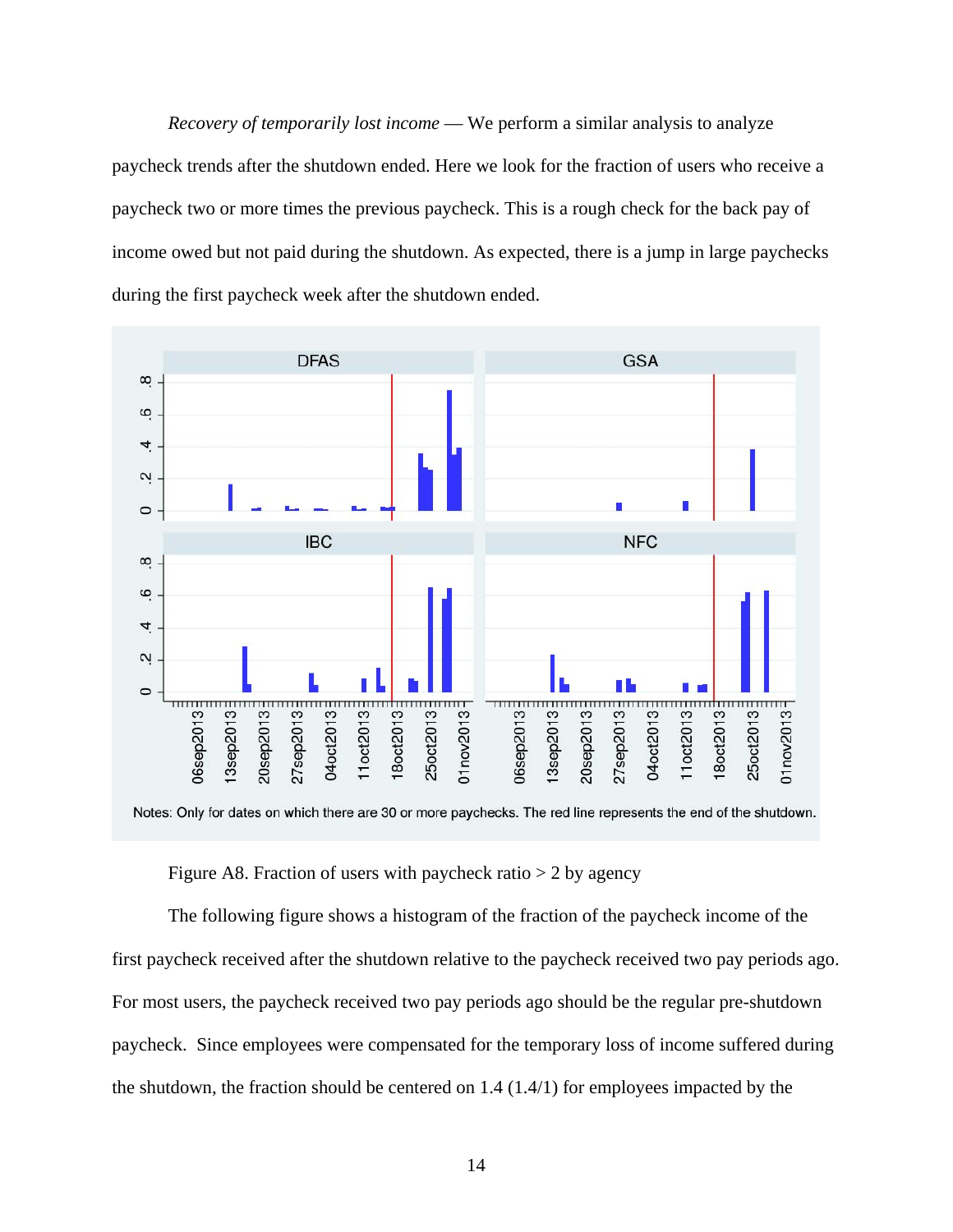*Recovery of temporarily lost income* — We perform a similar analysis to analyze paycheck trends after the shutdown ended. Here we look for the fraction of users who receive a paycheck two or more times the previous paycheck. This is a rough check for the back pay of income owed but not paid during the shutdown. As expected, there is a jump in large paychecks during the first paycheck week after the shutdown ended.

Notes: Only for dates on which there are 30 or more paychecks. The red line represents the end of the shutdown.

Figure A8. Fraction of users with paycheck ratio > 2 by agency

The following figure shows a histogram of the fraction of the paycheck income of the first paycheck received after the shutdown relative to the paycheck received two pay periods ago. For most users, the paycheck received two pay periods ago should be the regular pre-shutdown paycheck. Since employees were compensated for the temporary loss of income suffered during the shutdown, the fraction should be centered on 1.4 (1.4/1) for employees impacted by the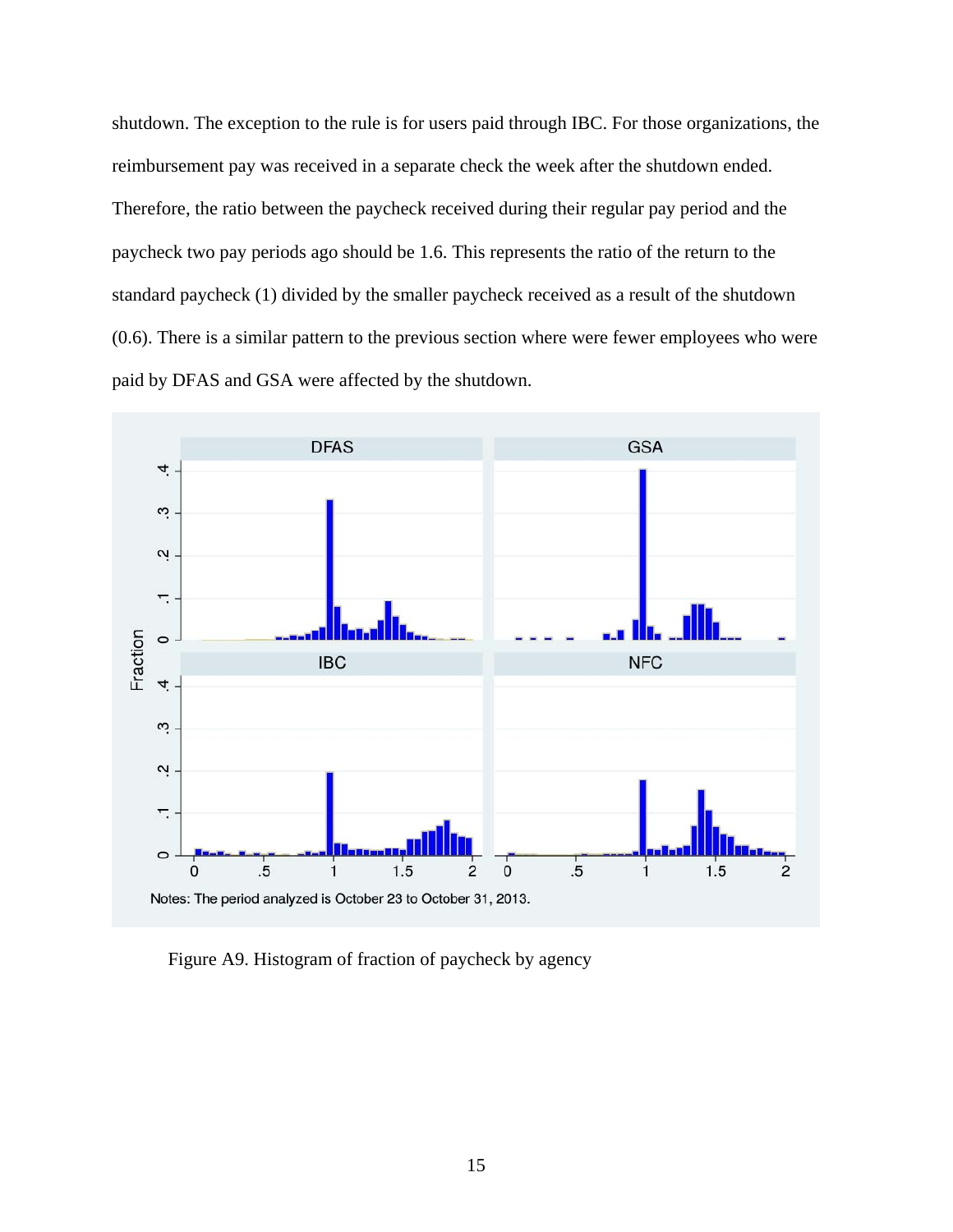shutdown. The exception to the rule is for users paid through IBC. For those organizations, the reimbursement pay was received in a separate check the week after the shutdown ended. Therefore, the ratio between the paycheck received during their regular pay period and the paycheck two pay periods ago should be 1.6. This represents the ratio of the return to the standard paycheck (1) divided by the smaller paycheck received as a result of the shutdown (0.6). There is a similar pattern to the previous section where were fewer employees who were paid by DFAS and GSA were affected by the shutdown.

DFAS

GSA

IBC

NFC

Fraction

0 .1 .2 .3 .4

0 .5 1 1.5 2

Notes: The period analyzed is October 23 to October 31, 2013.

Figure A9. Histogram of fraction of paycheck by agency